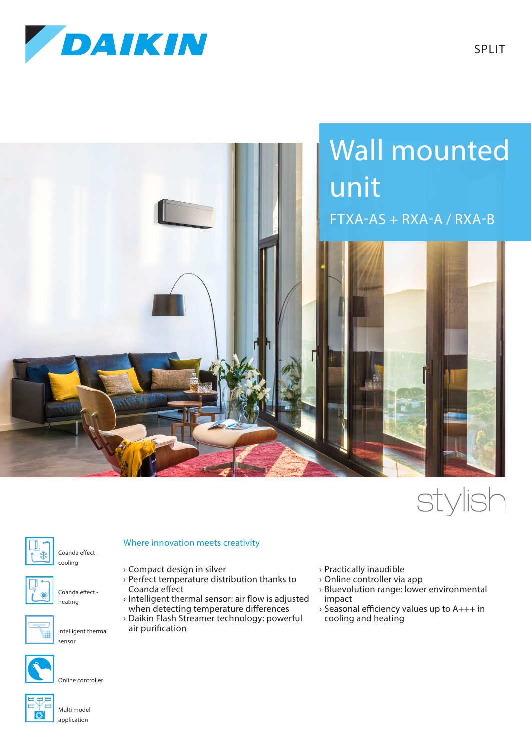SPLIT

# Wall mounted unit

FTXA-AS + RXA-A / RXA-B

stylish

- Coanda effect - cooling
- Coanda effect - heating
- Intelligent thermal sensor
- Online controller
- Multi model application

## Where innovation meets creativity

- › Compact design in silver
- › Perfect temperature distribution thanks to Coanda effect
- › Intelligent thermal sensor: air flow is adjusted when detecting temperature differences
- › Daikin Flash Streamer technology: powerful air purification
- › Practically inaudible
- › Online controller via app
- › Bluevolution range: lower environmental impact
- › Seasonal efficiency values up to A+++ in cooling and heating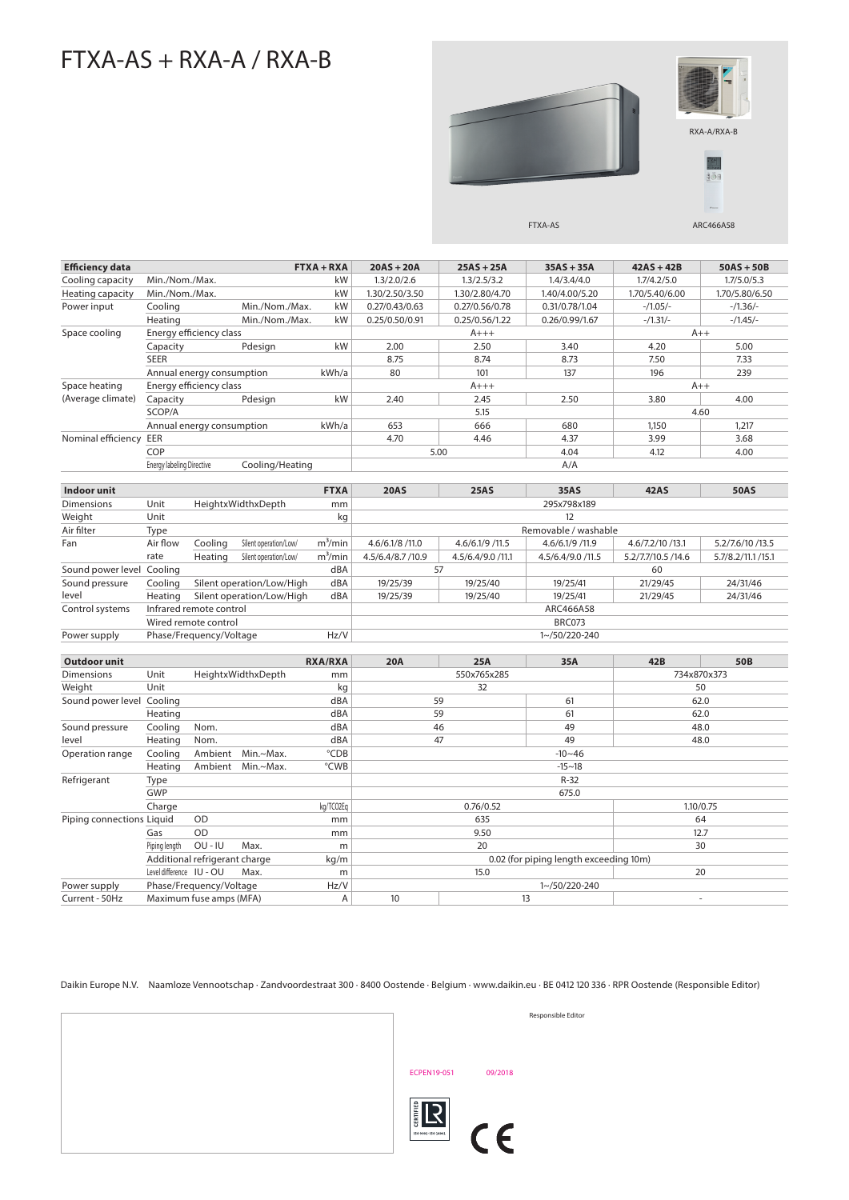# FTXA-AS + RXA-A / RXA-B

RXA-A/RXA-B

FTXA-AS

ARC466A58

| Efficiency data | | | FTXA + RXA | 20AS + 20A | 25AS + 25A | 35AS + 35A | 42AS + 42B | 50AS + 50B |
|---|---|---|---|---|---|---|---|---|
| Cooling capacity | Min./Nom./Max. | | kW | 1.3/2.0/2.6 | 1.3/2.5/3.2 | 1.4/3.4/4.0 | 1.7/4.2/5.0 | 1.7/5.0/5.3 |
| Heating capacity | Min./Nom./Max. | | kW | 1.30/2.50/3.50 | 1.30/2.80/4.70 | 1.40/4.00/5.20 | 1.70/5.40/6.00 | 1.70/5.80/6.50 |
| Power input | Cooling | Min./Nom./Max. | kW | 0.27/0.43/0.63 | 0.27/0.56/0.78 | 0.31/0.78/1.04 | -/1.05/- | -/1.36/- |
| | Heating | Min./Nom./Max. | kW | 0.25/0.50/0.91 | 0.25/0.56/1.22 | 0.26/0.99/1.67 | -/1.31/- | -/1.45/- |
| Space cooling | Energy efficiency class | | | A+++ | | | A++ | |
| | Capacity | Pdesign | kW | 2.00 | 2.50 | 3.40 | 4.20 | 5.00 |
| | SEER | | | 8.75 | 8.74 | 8.73 | 7.50 | 7.33 |
| | Annual energy consumption | | kWh/a | 80 | 101 | 137 | 196 | 239 |
| Space heating (Average climate) | Energy efficiency class | | | A+++ | | | A++ | |
| | Capacity | Pdesign | kW | 2.40 | 2.45 | 2.50 | 3.80 | 4.00 |
| | SCOP/A | | | 5.15 | | | 4.60 | |
| | Annual energy consumption | | kWh/a | 653 | 666 | 680 | 1,150 | 1,217 |
| Nominal efficiency | EER | | | 4.70 | 4.46 | 4.37 | 3.99 | 3.68 |
| | COP | | | 5.00 | | 4.04 | 4.12 | 4.00 |
| | Energy labeling Directive | Cooling/Heating | | A/A | | | | |

| Indoor unit | | | | FTXA | 20AS | 25AS | 35AS | 42AS | 50AS |
|---|---|---|---|---|---|---|---|---|---|
| Dimensions | Unit | HeightxWidthxDepth | | mm | 295x798x189 | | | | |
| Weight | Unit | | | kg | 12 | | | | |
| Air filter | Type | | | | Removable / washable | | | | |
| Fan | Air flow rate | Cooling | Silent operation/Low/ | $m^3/min$ | 4.6/6.1/8 /11.0 | 4.6/6.1/9 /11.5 | 4.6/6.1/9 /11.9 | 4.6/7.2/10 /13.1 | 5.2/7.6/10 /13.5 |
| | | Heating | Silent operation/Low/ | $m^3/min$ | 4.5/6.4/8.7 /10.9 | 4.5/6.4/9.0 /11.1 | 4.5/6.4/9.0 /11.5 | 5.2/7.7/10.5 /14.6 | 5.7/8.2/11.1 /15.1 |
| Sound power level | Cooling | | | dBA | 57 | | | 60 | |
| Sound pressure level | Cooling | Silent operation/Low/High | | dBA | 19/25/39 | 19/25/40 | 19/25/41 | 21/29/45 | 24/31/46 |
| | Heating | Silent operation/Low/High | | dBA | 19/25/39 | 19/25/40 | 19/25/41 | 21/29/45 | 24/31/46 |
| Control systems | Infrared remote control | | | | ARC466A58 | | | | |
| | Wired remote control | | | | BRC073 | | | | |
| Power supply | Phase/Frequency/Voltage | | | Hz/V | 1~/50/220-240 | | | | |

| Outdoor unit | | | | RXA/RXA | 20A | 25A | 35A | 42B | 50B |
|---|---|---|---|---|---|---|---|---|---|
| Dimensions | Unit | HeightxWidthxDepth | | mm | 550x765x285 | | | 734x870x373 | |
| Weight | Unit | | | kg | 32 | | | 50 | |
| Sound power level | Cooling | | | dBA | 59 | | 61 | 62.0 | |
| | Heating | | | dBA | 59 | | 61 | 62.0 | |
| Sound pressure level | Cooling | Nom. | | dBA | 46 | | 49 | 48.0 | |
| | Heating | Nom. | | dBA | 47 | | 49 | 48.0 | |
| Operation range | Cooling | Ambient | Min.~Max. | °CDB | -10~46 | | | | |
| | Heating | Ambient | Min.~Max. | °CWB | -15~18 | | | | |
| Refrigerant | Type | | | | R-32 | | | | |
| | GWP | | | | 675.0 | | | | |
| | Charge | | | kg/TCO2Eq | 0.76/0.52 | | | 1.10/0.75 | |
| Piping connections | Liquid | OD | | mm | 635 | | | 64 | |
| | Gas | OD | | mm | 9.50 | | | 12.7 | |
| | Piping length | OU - IU | Max. | m | 20 | | | 30 | |
| | Additional refrigerant charge | | | kg/m | 0.02 (for piping length exceeding 10m) | | | | |
| | Level difference | IU - OU | Max. | m | 15.0 | | | 20 | |
| Power supply | Phase/Frequency/Voltage | | | Hz/V | 1~/50/220-240 | | | | |
| Current - 50Hz | Maximum fuse amps (MFA) | | | A | 10 | 13 | | - | |

Daikin Europe N.V. Naamloze Vennootschap · Zandvoordestraat 300 · 8400 Oostende · Belgium · www.daikin.eu · BE 0412 120 336 · RPR Oostende (Responsible Editor)

Responsible Editor

ECPEN19-051 09/2018